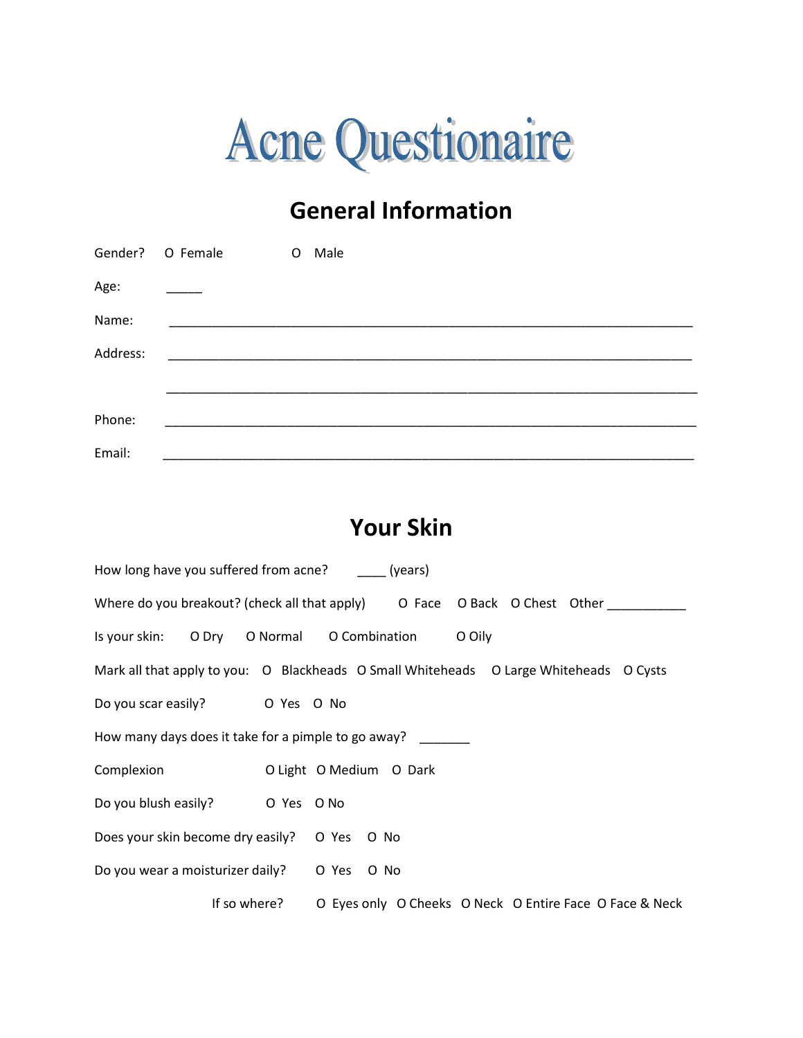# Acne Questionaire

## General Information

Gender? O Female O Male

Age: _____

Name: ___________________________________________________________________________

Address: ___________________________________________________________________________

___________________________________________________________________________

Phone: ___________________________________________________________________________

Email: ___________________________________________________________________________

## Your Skin

How long have you suffered from acne? ____ (years)

Where do you breakout? (check all that apply) O Face O Back O Chest Other ___________

Is your skin: O Dry O Normal O Combination O Oily

Mark all that apply to you: O Blackheads O Small Whiteheads O Large Whiteheads O Cysts

Do you scar easily? O Yes O No

How many days does it take for a pimple to go away? _______

Complexion O Light O Medium O Dark

Do you blush easily? O Yes O No

Does your skin become dry easily? O Yes O No

Do you wear a moisturizer daily? O Yes O No

If so where? O Eyes only O Cheeks O Neck O Entire Face O Face & Neck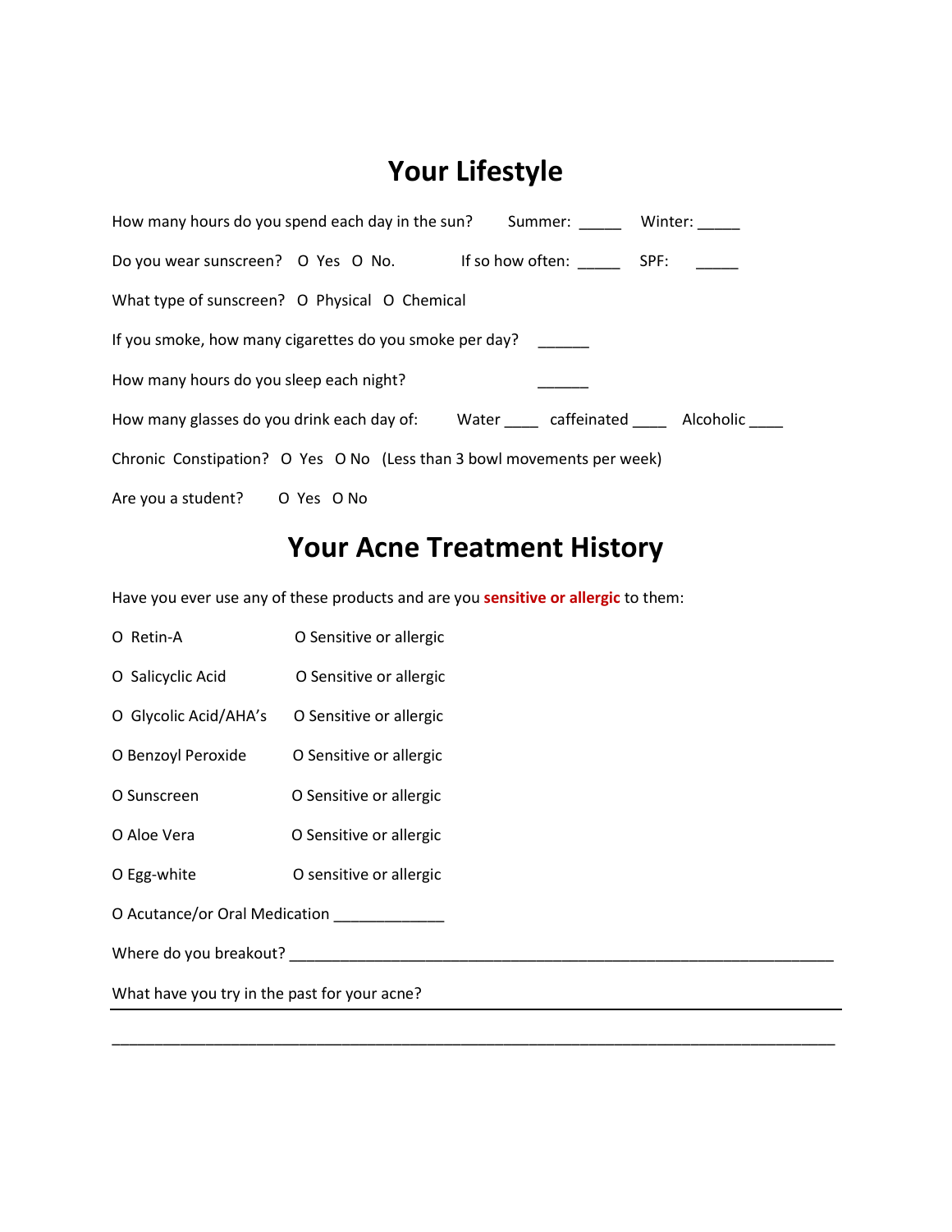# Your Lifestyle

How many hours do you spend each day in the sun? Summer: _____ Winter: _____

Do you wear sunscreen? O Yes O No. If so how often: _____ SPF: _____

What type of sunscreen? O Physical O Chemical

If you smoke, how many cigarettes do you smoke per day? ______

How many hours do you sleep each night? ______

How many glasses do you drink each day of: Water ____ caffeinated ____ Alcoholic ____

Chronic Constipation? O Yes O No (Less than 3 bowl movements per week)

Are you a student? O Yes O No

# Your Acne Treatment History

Have you ever use any of these products and are you **sensitive or allergic** to them:

O Retin-A O Sensitive or allergic

O Salicyclic Acid O Sensitive or allergic

O Glycolic Acid/AHA's O Sensitive or allergic

O Benzoyl Peroxide O Sensitive or allergic

O Sunscreen O Sensitive or allergic

O Aloe Vera O Sensitive or allergic

O Egg-white O sensitive or allergic

O Acutance/or Oral Medication _____________

Where do you breakout? ____________________________________________________________________

What have you try in the past for your acne?

_______________________________________________________________________________________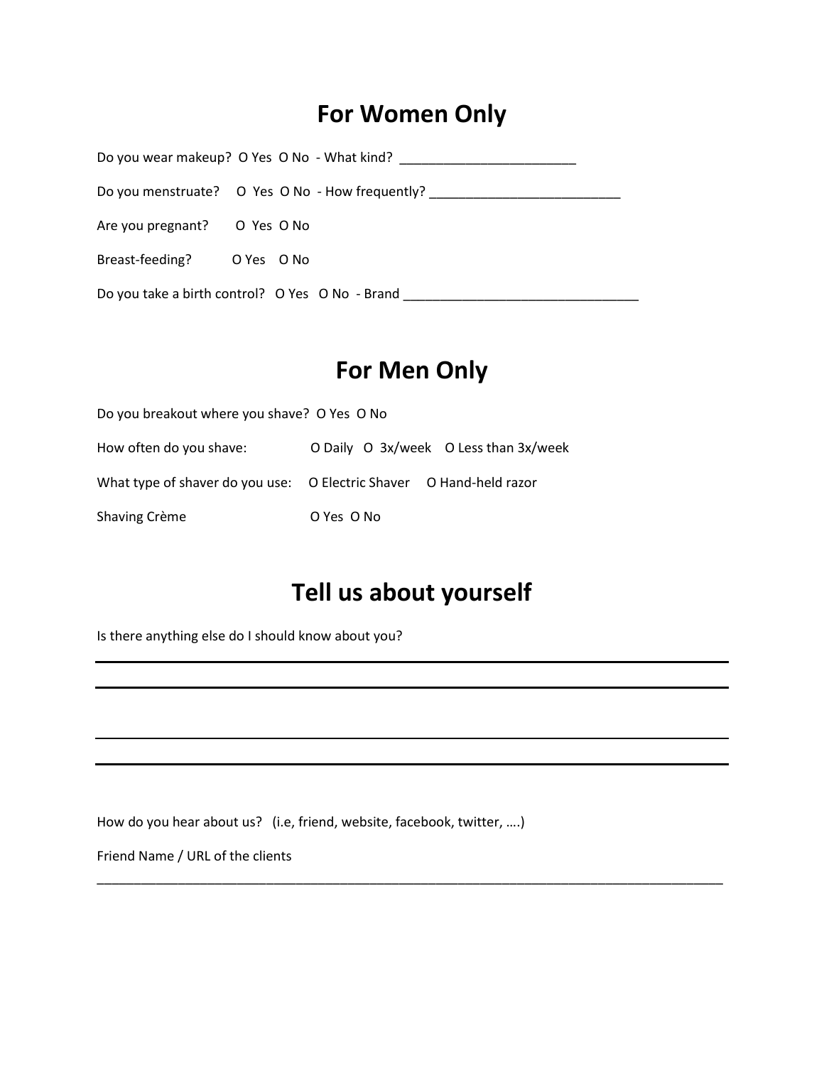# For Women Only

Do you wear makeup? O Yes O No - What kind? ________________________

Do you menstruate? O Yes O No - How frequently? __________________________

Are you pregnant? O Yes O No

Breast-feeding? O Yes O No

Do you take a birth control? O Yes O No - Brand ________________________________

# For Men Only

Do you breakout where you shave? O Yes O No

How often do you shave: O Daily O 3x/week O Less than 3x/week

What type of shaver do you use: O Electric Shaver O Hand-held razor

Shaving Crème O Yes O No

# Tell us about yourself

Is there anything else do I should know about you?

________________________________________________________________________

________________________________________________________________________

________________________________________________________________________

________________________________________________________________________

How do you hear about us? (i.e, friend, website, facebook, twitter, ….)

Friend Name / URL of the clients

________________________________________________________________________